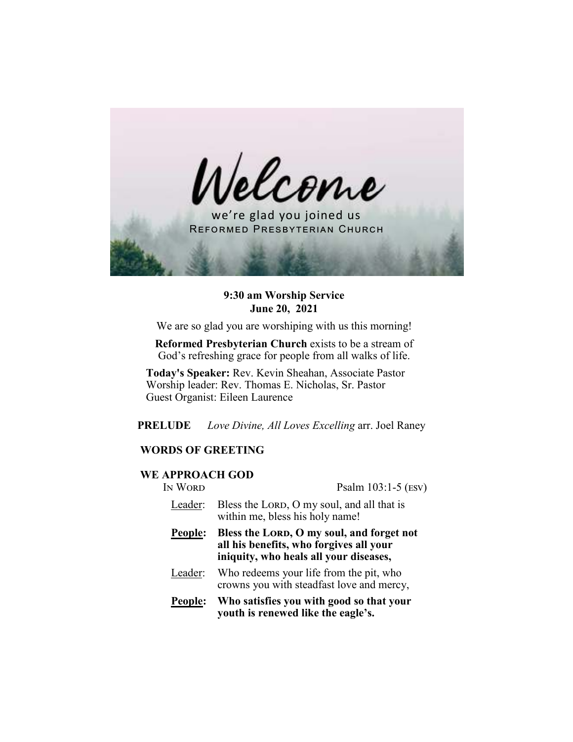# Welcome

we're glad you joined us

REFORMED PRESBYTERIAN CHURCH

**9:30 am Worship Service**
**June 20, 2021**

We are so glad you are worshiping with us this morning!

**Reformed Presbyterian Church** exists to be a stream of God's refreshing grace for people from all walks of life.

**Today's Speaker:** Rev. Kevin Sheahan, Associate Pastor
Worship leader: Rev. Thomas E. Nicholas, Sr. Pastor
Guest Organist: Eileen Laurence

**PRELUDE** *Love Divine, All Loves Excelling* arr. Joel Raney

**WORDS OF GREETING**

**WE APPROACH GOD**

IN WORD Psalm 103:1-5 (ESV)

Leader: Bless the LORD, O my soul, and all that is within me, bless his holy name!

**People: Bless the LORD, O my soul, and forget not all his benefits, who forgives all your iniquity, who heals all your diseases,**

Leader: Who redeems your life from the pit, who crowns you with steadfast love and mercy,

**People: Who satisfies you with good so that your youth is renewed like the eagle's.**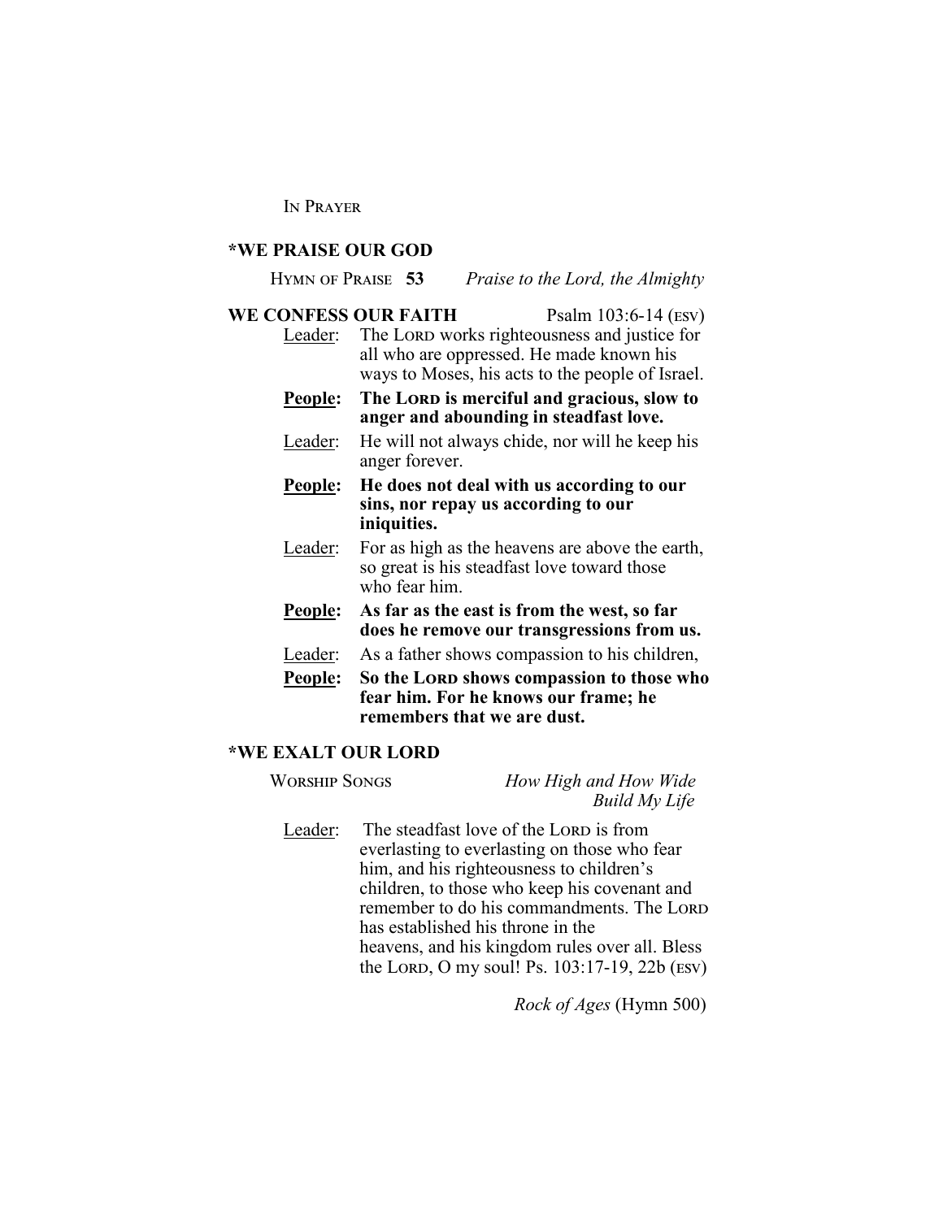In Prayer

## *WE PRAISE OUR GOD

Hymn of Praise **53** *Praise to the Lord, the Almighty*

## WE CONFESS OUR FAITH Psalm 103:6-14 (ESV)

Leader: The Lord works righteousness and justice for all who are oppressed. He made known his ways to Moses, his acts to the people of Israel.

**People: The Lord is merciful and gracious, slow to anger and abounding in steadfast love.**

Leader: He will not always chide, nor will he keep his anger forever.

**People: He does not deal with us according to our sins, nor repay us according to our iniquities.**

Leader: For as high as the heavens are above the earth, so great is his steadfast love toward those who fear him.

**People: As far as the east is from the west, so far does he remove our transgressions from us.**

Leader: As a father shows compassion to his children,

**People: So the Lord shows compassion to those who fear him. For he knows our frame; he remembers that we are dust.**

## *WE EXALT OUR LORD

Worship Songs *How High and How Wide*
*Build My Life*

Leader: The steadfast love of the Lord is from everlasting to everlasting on those who fear him, and his righteousness to children's children, to those who keep his covenant and remember to do his commandments. The Lord has established his throne in the heavens, and his kingdom rules over all. Bless the Lord, O my soul! Ps. 103:17-19, 22b (ESV)

*Rock of Ages* (Hymn 500)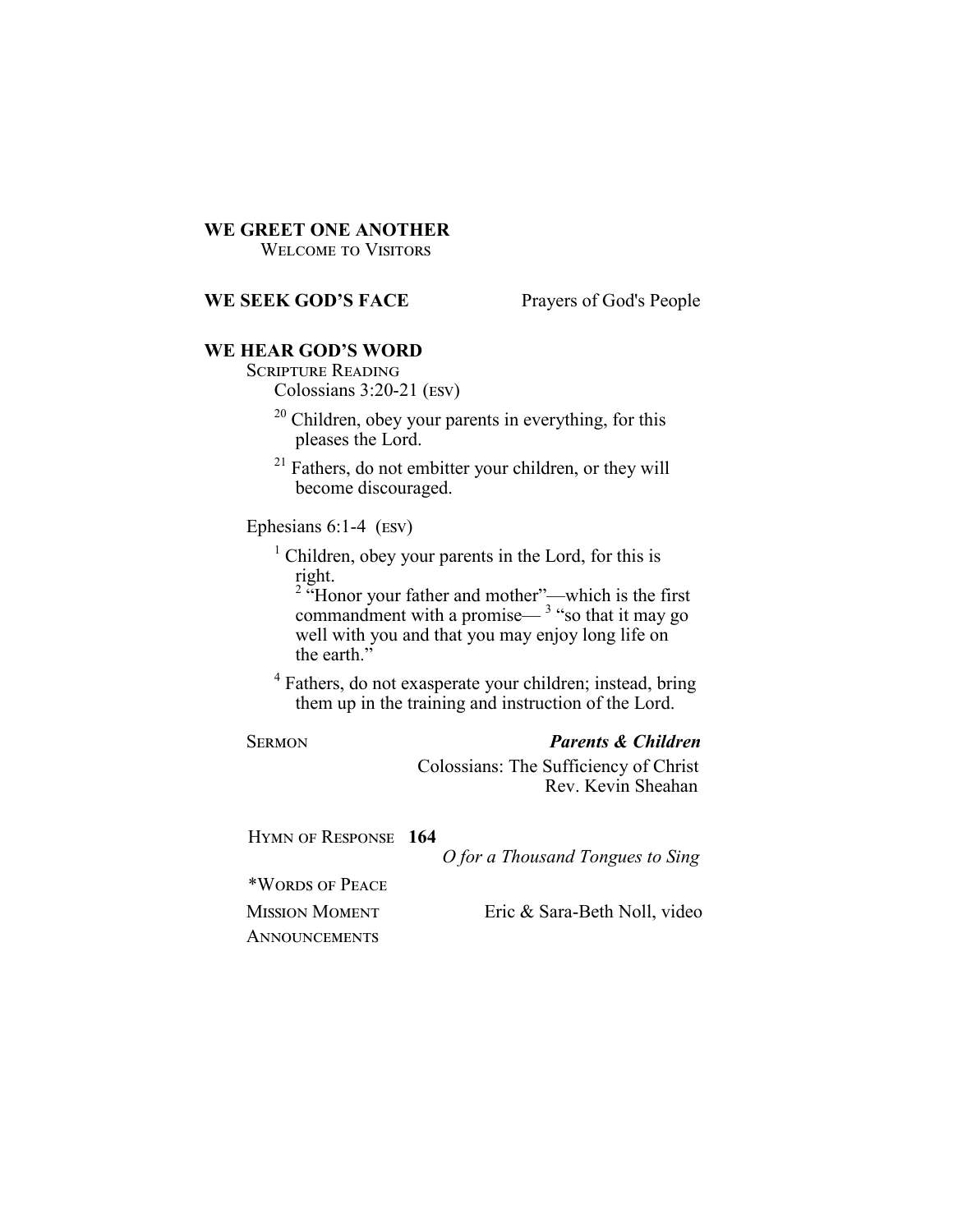**WE GREET ONE ANOTHER**

Welcome to Visitors

**WE SEEK GOD'S FACE** Prayers of God's People

**WE HEAR GOD'S WORD**

Scripture Reading

Colossians 3:20-21 (ESV)

[20] Children, obey your parents in everything, for this pleases the Lord.

[21] Fathers, do not embitter your children, or they will become discouraged.

Ephesians 6:1-4 (ESV)

[1] Children, obey your parents in the Lord, for this is right.
[2] "Honor your father and mother"—which is the first commandment with a promise— [3] "so that it may go well with you and that you may enjoy long life on the earth."

[4] Fathers, do not exasperate your children; instead, bring them up in the training and instruction of the Lord.

Sermon ***Parents & Children***

Colossians: The Sufficiency of Christ
Rev. Kevin Sheahan

Hymn of Response **164**

*O for a Thousand Tongues to Sing*

*Words of Peace

Mission Moment Eric & Sara-Beth Noll, video

Announcements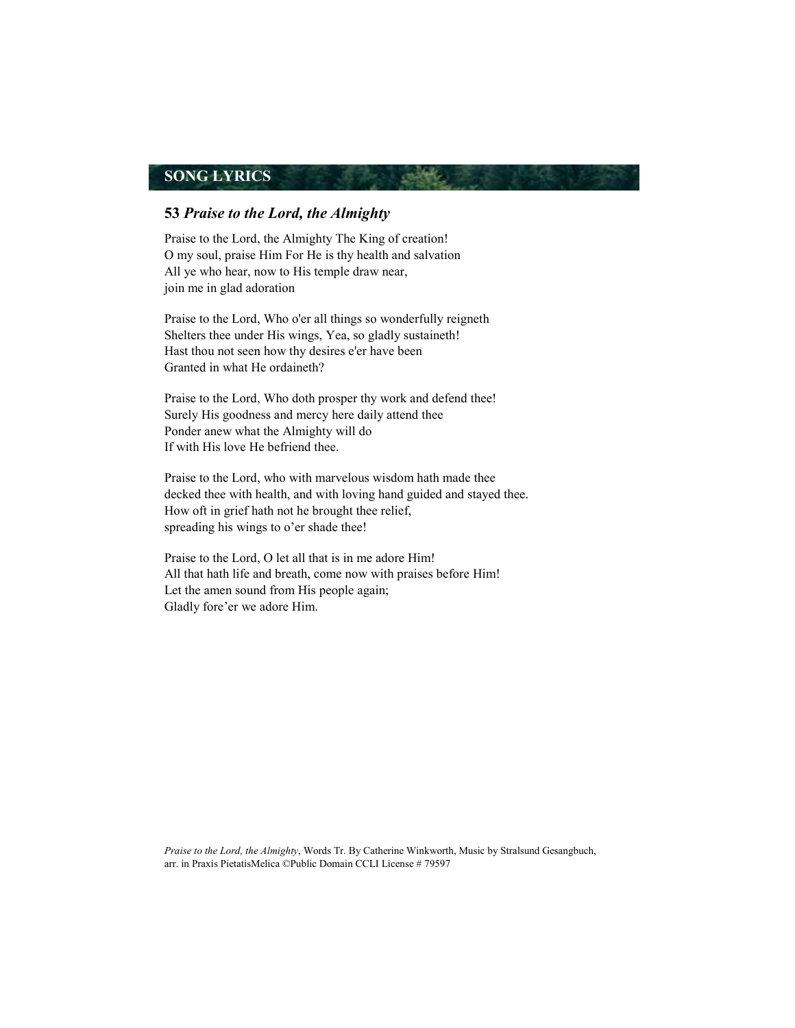## SONG LYRICS

### **53** *Praise to the Lord, the Almighty*

Praise to the Lord, the Almighty The King of creation!
O my soul, praise Him For He is thy health and salvation
All ye who hear, now to His temple draw near,
join me in glad adoration

Praise to the Lord, Who o'er all things so wonderfully reigneth
Shelters thee under His wings, Yea, so gladly sustaineth!
Hast thou not seen how thy desires e'er have been
Granted in what He ordaineth?

Praise to the Lord, Who doth prosper thy work and defend thee!
Surely His goodness and mercy here daily attend thee
Ponder anew what the Almighty will do
If with His love He befriend thee.

Praise to the Lord, who with marvelous wisdom hath made thee
decked thee with health, and with loving hand guided and stayed thee.
How oft in grief hath not he brought thee relief,
spreading his wings to o'er shade thee!

Praise to the Lord, O let all that is in me adore Him!
All that hath life and breath, come now with praises before Him!
Let the amen sound from His people again;
Gladly fore'er we adore Him.

*Praise to the Lord, the Almighty*, Words Tr. By Catherine Winkworth, Music by Stralsund Gesangbuch, arr. in Praxis PietatisMelica ©Public Domain CCLI License # 79597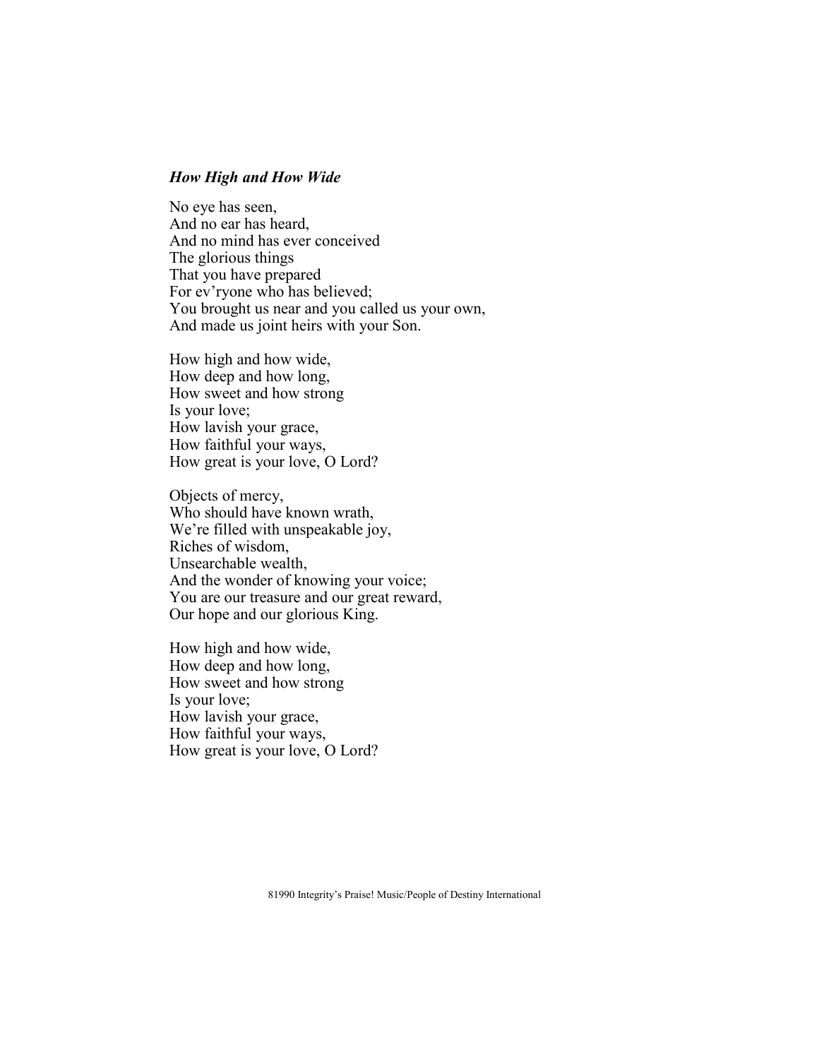***How High and How Wide***

No eye has seen,
And no ear has heard,
And no mind has ever conceived
The glorious things
That you have prepared
For ev'ryone who has believed;
You brought us near and you called us your own,
And made us joint heirs with your Son.

How high and how wide,
How deep and how long,
How sweet and how strong
Is your love;
How lavish your grace,
How faithful your ways,
How great is your love, O Lord?

Objects of mercy,
Who should have known wrath,
We're filled with unspeakable joy,
Riches of wisdom,
Unsearchable wealth,
And the wonder of knowing your voice;
You are our treasure and our great reward,
Our hope and our glorious King.

How high and how wide,
How deep and how long,
How sweet and how strong
Is your love;
How lavish your grace,
How faithful your ways,
How great is your love, O Lord?

81990 Integrity's Praise! Music/People of Destiny International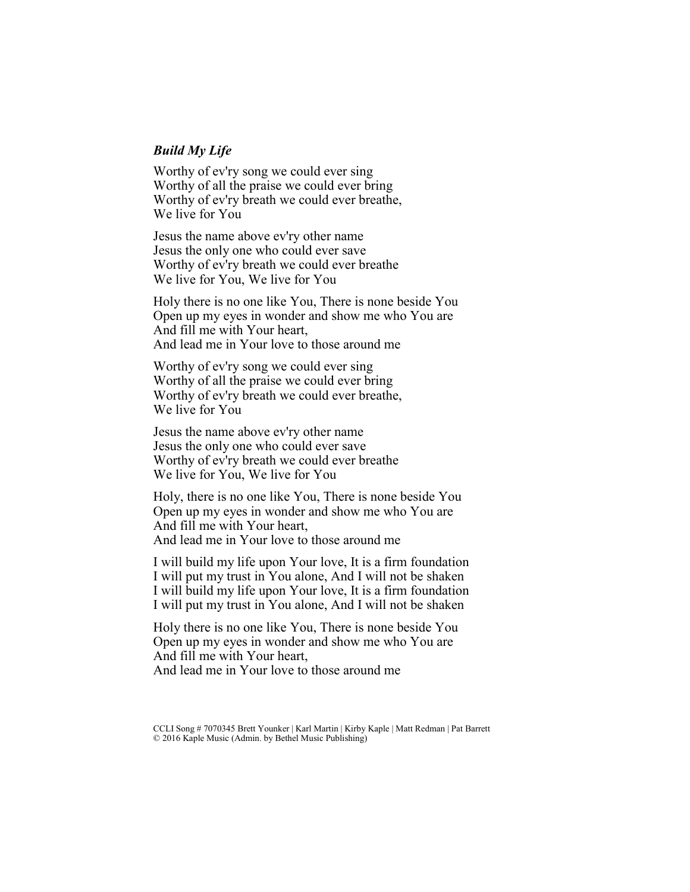***Build My Life***

Worthy of ev'ry song we could ever sing
Worthy of all the praise we could ever bring
Worthy of ev'ry breath we could ever breathe,
We live for You

Jesus the name above ev'ry other name
Jesus the only one who could ever save
Worthy of ev'ry breath we could ever breathe
We live for You, We live for You

Holy there is no one like You, There is none beside You
Open up my eyes in wonder and show me who You are
And fill me with Your heart,
And lead me in Your love to those around me

Worthy of ev'ry song we could ever sing
Worthy of all the praise we could ever bring
Worthy of ev'ry breath we could ever breathe,
We live for You

Jesus the name above ev'ry other name
Jesus the only one who could ever save
Worthy of ev'ry breath we could ever breathe
We live for You, We live for You

Holy, there is no one like You, There is none beside You
Open up my eyes in wonder and show me who You are
And fill me with Your heart,
And lead me in Your love to those around me

I will build my life upon Your love, It is a firm foundation
I will put my trust in You alone, And I will not be shaken
I will build my life upon Your love, It is a firm foundation
I will put my trust in You alone, And I will not be shaken

Holy there is no one like You, There is none beside You
Open up my eyes in wonder and show me who You are
And fill me with Your heart,
And lead me in Your love to those around me

CCLI Song # 7070345 Brett Younker | Karl Martin | Kirby Kaple | Matt Redman | Pat Barrett
© 2016 Kaple Music (Admin. by Bethel Music Publishing)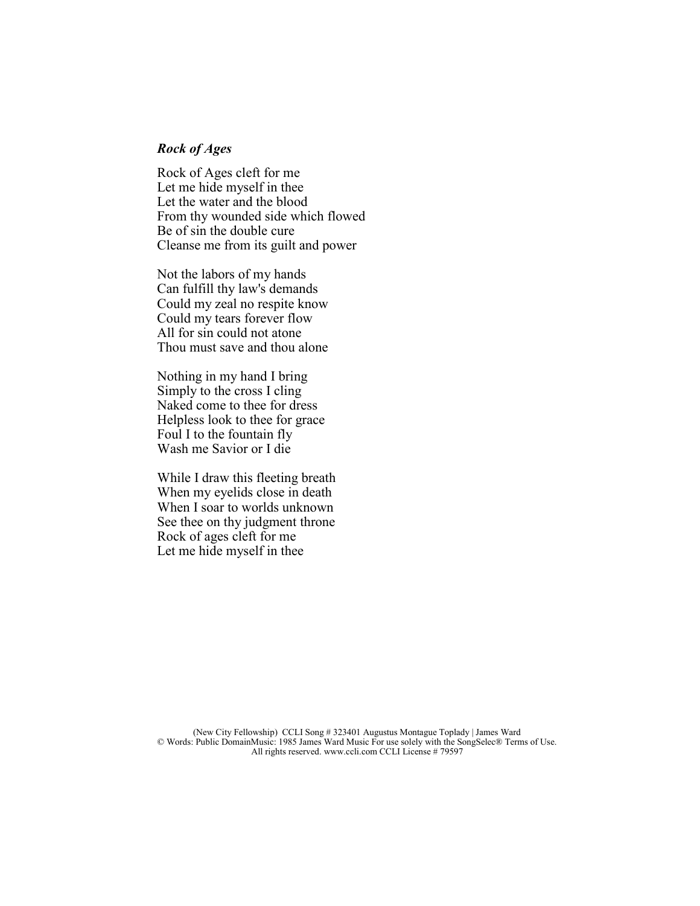***Rock of Ages***

Rock of Ages cleft for me  
Let me hide myself in thee  
Let the water and the blood  
From thy wounded side which flowed  
Be of sin the double cure  
Cleanse me from its guilt and power

Not the labors of my hands  
Can fulfill thy law's demands  
Could my zeal no respite know  
Could my tears forever flow  
All for sin could not atone  
Thou must save and thou alone

Nothing in my hand I bring  
Simply to the cross I cling  
Naked come to thee for dress  
Helpless look to thee for grace  
Foul I to the fountain fly  
Wash me Savior or I die

While I draw this fleeting breath  
When my eyelids close in death  
When I soar to worlds unknown  
See thee on thy judgment throne  
Rock of ages cleft for me  
Let me hide myself in thee

(New City Fellowship) CCLI Song # 323401 Augustus Montague Toplady | James Ward
© Words: Public DomainMusic: 1985 James Ward Music For use solely with the SongSelec® Terms of Use.
All rights reserved. www.ccli.com CCLI License # 79597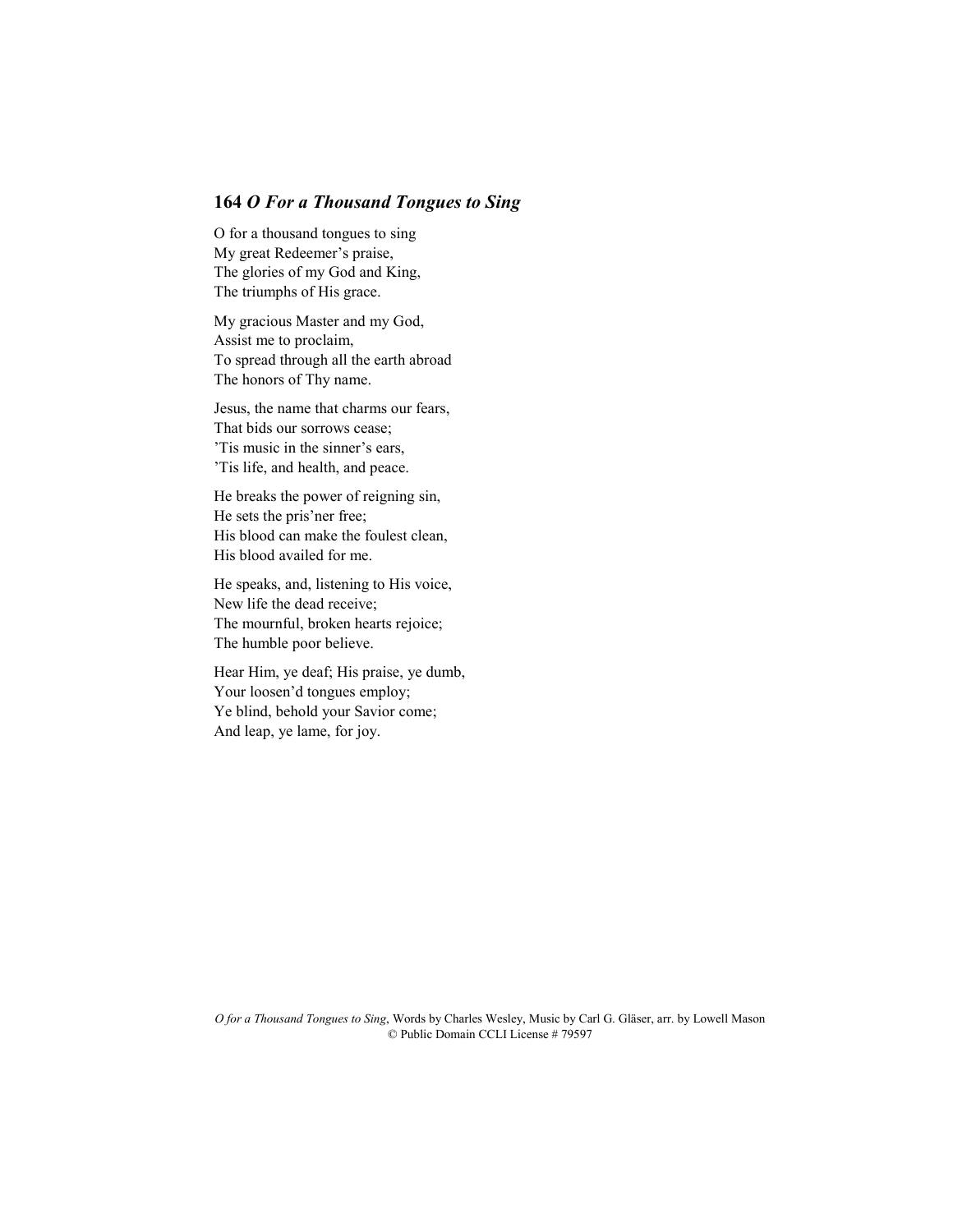## 164 *O For a Thousand Tongues to Sing*

O for a thousand tongues to sing  
My great Redeemer's praise,  
The glories of my God and King,  
The triumphs of His grace.

My gracious Master and my God,  
Assist me to proclaim,  
To spread through all the earth abroad  
The honors of Thy name.

Jesus, the name that charms our fears,  
That bids our sorrows cease;  
'Tis music in the sinner's ears,  
'Tis life, and health, and peace.

He breaks the power of reigning sin,  
He sets the pris'ner free;  
His blood can make the foulest clean,  
His blood availed for me.

He speaks, and, listening to His voice,  
New life the dead receive;  
The mournful, broken hearts rejoice;  
The humble poor believe.

Hear Him, ye deaf; His praise, ye dumb,  
Your loosen'd tongues employ;  
Ye blind, behold your Savior come;  
And leap, ye lame, for joy.

*O for a Thousand Tongues to Sing*, Words by Charles Wesley, Music by Carl G. Gläser, arr. by Lowell Mason  
© Public Domain CCLI License # 79597